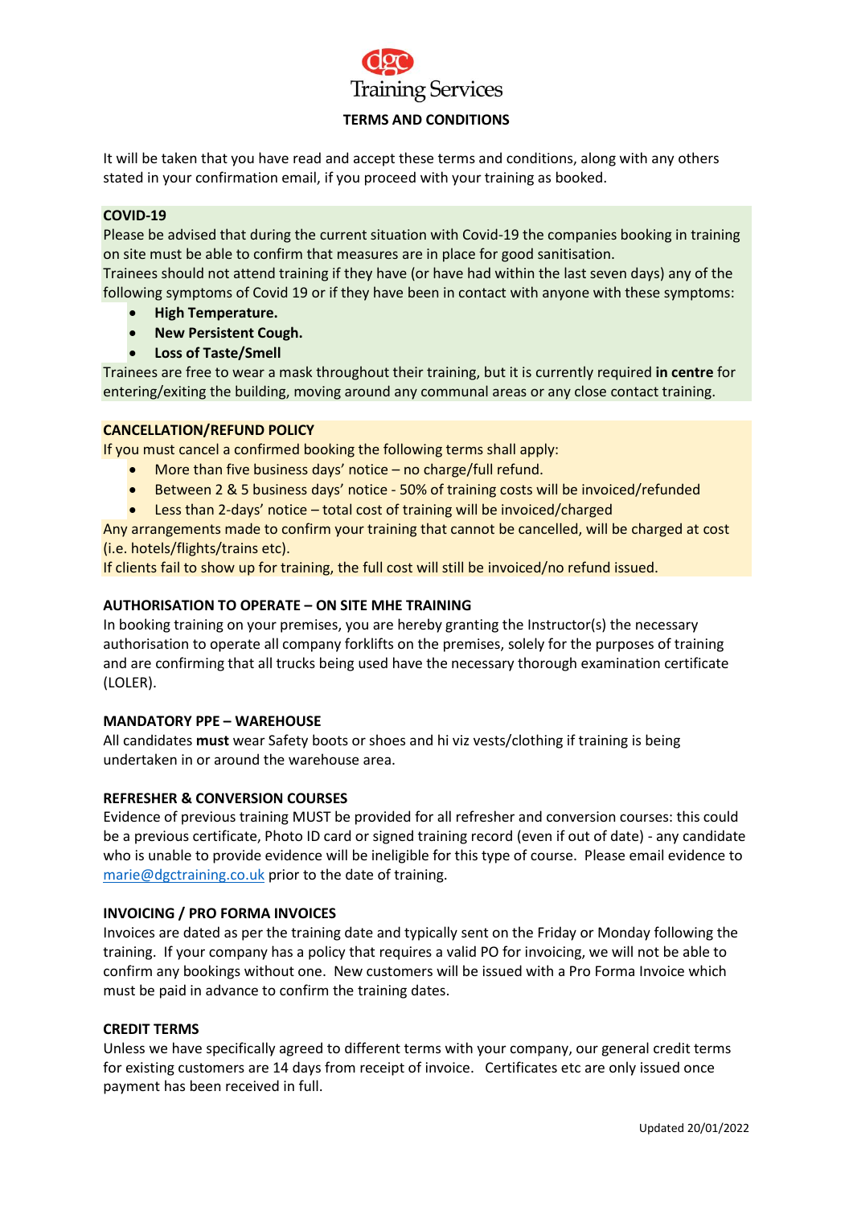dgc Training Services

# TERMS AND CONDITIONS

It will be taken that you have read and accept these terms and conditions, along with any others stated in your confirmation email, if you proceed with your training as booked.

## COVID-19

Please be advised that during the current situation with Covid-19 the companies booking in training on site must be able to confirm that measures are in place for good sanitisation.

Trainees should not attend training if they have (or have had within the last seven days) any of the following symptoms of Covid 19 or if they have been in contact with anyone with these symptoms:

- **High Temperature.**
- **New Persistent Cough.**
- **Loss of Taste/Smell**

Trainees are free to wear a mask throughout their training, but it is currently required **in centre** for entering/exiting the building, moving around any communal areas or any close contact training.

## CANCELLATION/REFUND POLICY

If you must cancel a confirmed booking the following terms shall apply:

- More than five business days' notice – no charge/full refund.
- Between 2 & 5 business days' notice - 50% of training costs will be invoiced/refunded
- Less than 2-days' notice – total cost of training will be invoiced/charged

Any arrangements made to confirm your training that cannot be cancelled, will be charged at cost (i.e. hotels/flights/trains etc).

If clients fail to show up for training, the full cost will still be invoiced/no refund issued.

## AUTHORISATION TO OPERATE – ON SITE MHE TRAINING

In booking training on your premises, you are hereby granting the Instructor(s) the necessary authorisation to operate all company forklifts on the premises, solely for the purposes of training and are confirming that all trucks being used have the necessary thorough examination certificate (LOLER).

## MANDATORY PPE – WAREHOUSE

All candidates **must** wear Safety boots or shoes and hi viz vests/clothing if training is being undertaken in or around the warehouse area.

## REFRESHER & CONVERSION COURSES

Evidence of previous training MUST be provided for all refresher and conversion courses: this could be a previous certificate, Photo ID card or signed training record (even if out of date) - any candidate who is unable to provide evidence will be ineligible for this type of course. Please email evidence to marie@dgctraining.co.uk prior to the date of training.

## INVOICING / PRO FORMA INVOICES

Invoices are dated as per the training date and typically sent on the Friday or Monday following the training. If your company has a policy that requires a valid PO for invoicing, we will not be able to confirm any bookings without one. New customers will be issued with a Pro Forma Invoice which must be paid in advance to confirm the training dates.

## CREDIT TERMS

Unless we have specifically agreed to different terms with your company, our general credit terms for existing customers are 14 days from receipt of invoice. Certificates etc are only issued once payment has been received in full.

Updated 20/01/2022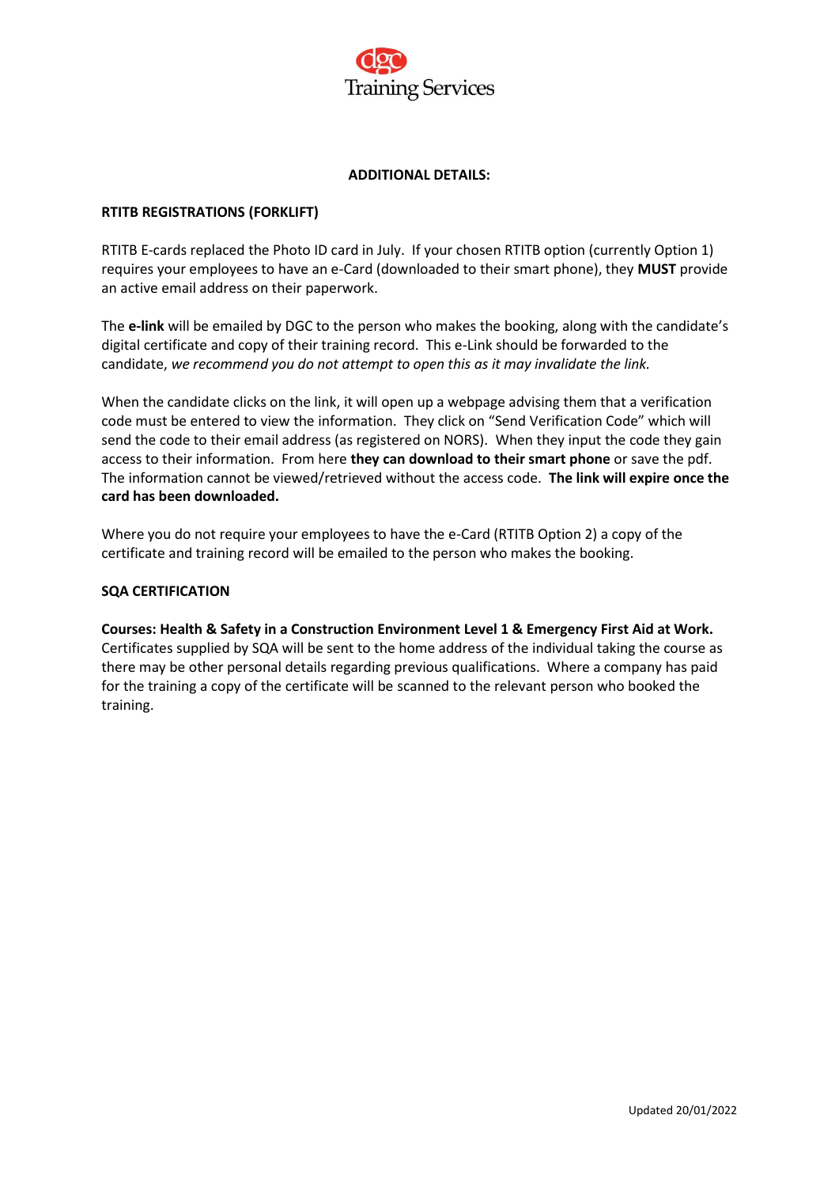dgc Training Services

## ADDITIONAL DETAILS:

### RTITB REGISTRATIONS (FORKLIFT)

RTITB E-cards replaced the Photo ID card in July. If your chosen RTITB option (currently Option 1) requires your employees to have an e-Card (downloaded to their smart phone), they **MUST** provide an active email address on their paperwork.

The **e-link** will be emailed by DGC to the person who makes the booking, along with the candidate's digital certificate and copy of their training record. This e-Link should be forwarded to the candidate, *we recommend you do not attempt to open this as it may invalidate the link.*

When the candidate clicks on the link, it will open up a webpage advising them that a verification code must be entered to view the information. They click on "Send Verification Code" which will send the code to their email address (as registered on NORS). When they input the code they gain access to their information. From here **they can download to their smart phone** or save the pdf. The information cannot be viewed/retrieved without the access code. **The link will expire once the card has been downloaded.**

Where you do not require your employees to have the e-Card (RTITB Option 2) a copy of the certificate and training record will be emailed to the person who makes the booking.

### SQA CERTIFICATION

**Courses: Health & Safety in a Construction Environment Level 1 & Emergency First Aid at Work.** Certificates supplied by SQA will be sent to the home address of the individual taking the course as there may be other personal details regarding previous qualifications. Where a company has paid for the training a copy of the certificate will be scanned to the relevant person who booked the training.

Updated 20/01/2022